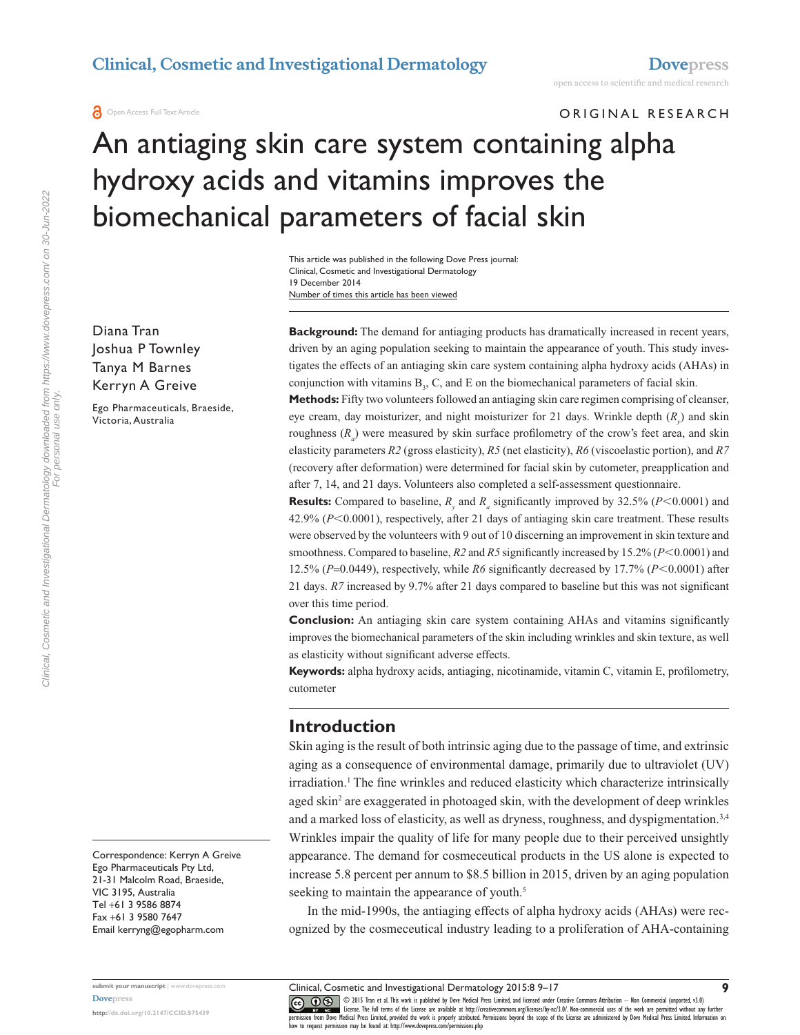ORIGINAL RESEARCH

# An antiaging skin care system containing alpha hydroxy acids and vitamins improves the biomechanical parameters of facial skin

This article was published in the following Dove Press journal:
Clinical, Cosmetic and Investigational Dermatology
19 December 2014
Number of times this article has been viewed

Diana Tran
Joshua P Townley
Tanya M Barnes
Kerryn A Greive

Ego Pharmaceuticals, Braeside, Victoria, Australia

**Background:** The demand for antiaging products has dramatically increased in recent years, driven by an aging population seeking to maintain the appearance of youth. This study investigates the effects of an antiaging skin care system containing alpha hydroxy acids (AHAs) in conjunction with vitamins $B_3$, C, and E on the biomechanical parameters of facial skin.

**Methods:** Fifty two volunteers followed an antiaging skin care regimen comprising of cleanser, eye cream, day moisturizer, and night moisturizer for 21 days. Wrinkle depth ($R_y$) and skin roughness ($R_a$) were measured by skin surface profilometry of the crow's feet area, and skin elasticity parameters *R2* (gross elasticity), *R5* (net elasticity), *R6* (viscoelastic portion), and *R7* (recovery after deformation) were determined for facial skin by cutometer, preapplication and after 7, 14, and 21 days. Volunteers also completed a self-assessment questionnaire.

**Results:** Compared to baseline, $R_y$ and $R_a$ significantly improved by 32.5% ($P<0.0001$) and 42.9% ($P<0.0001$), respectively, after 21 days of antiaging skin care treatment. These results were observed by the volunteers with 9 out of 10 discerning an improvement in skin texture and smoothness. Compared to baseline, *R2* and *R5* significantly increased by 15.2% ($P<0.0001$) and 12.5% ($P=0.0449$), respectively, while *R6* significantly decreased by 17.7% ($P<0.0001$) after 21 days. *R7* increased by 9.7% after 21 days compared to baseline but this was not significant over this time period.

**Conclusion:** An antiaging skin care system containing AHAs and vitamins significantly improves the biomechanical parameters of the skin including wrinkles and skin texture, as well as elasticity without significant adverse effects.

**Keywords:** alpha hydroxy acids, antiaging, nicotinamide, vitamin C, vitamin E, profilometry, cutometer

## Introduction

Skin aging is the result of both intrinsic aging due to the passage of time, and extrinsic aging as a consequence of environmental damage, primarily due to ultraviolet (UV) irradiation.[1] The fine wrinkles and reduced elasticity which characterize intrinsically aged skin[2] are exaggerated in photoaged skin, with the development of deep wrinkles and a marked loss of elasticity, as well as dryness, roughness, and dyspigmentation.[3,4] Wrinkles impair the quality of life for many people due to their perceived unsightly appearance. The demand for cosmeceutical products in the US alone is expected to increase 5.8 percent per annum to \$8.5 billion in 2015, driven by an aging population seeking to maintain the appearance of youth.[5]

In the mid-1990s, the antiaging effects of alpha hydroxy acids (AHAs) were recognized by the cosmeceutical industry leading to a proliferation of AHA-containing

Correspondence: Kerryn A Greive
Ego Pharmaceuticals Pty Ltd,
21-31 Malcolm Road, Braeside,
VIC 3195, Australia
Tel +61 3 9586 8874
Fax +61 3 9580 7647
Email kerryng@egopharm.com

© 2015 Tran et al. This work is published by Dove Medical Press Limited, and licensed under Creative Commons Attribution – Non Commercial (unported, v3.0) License. The full terms of the License are available at http://creativecommons.org/licenses/by-nc/3.0/. Non-commercial uses of the work are permitted without any further permission from Dove Medical Press Limited, provided the work is properly attributed. Permissions beyond the scope of the License are administered by Dove Medical Press Limited. Information on how to request permission may be found at: http://www.dovepress.com/permissions.php

http://dx.doi.org/10.2147/CCID.S75439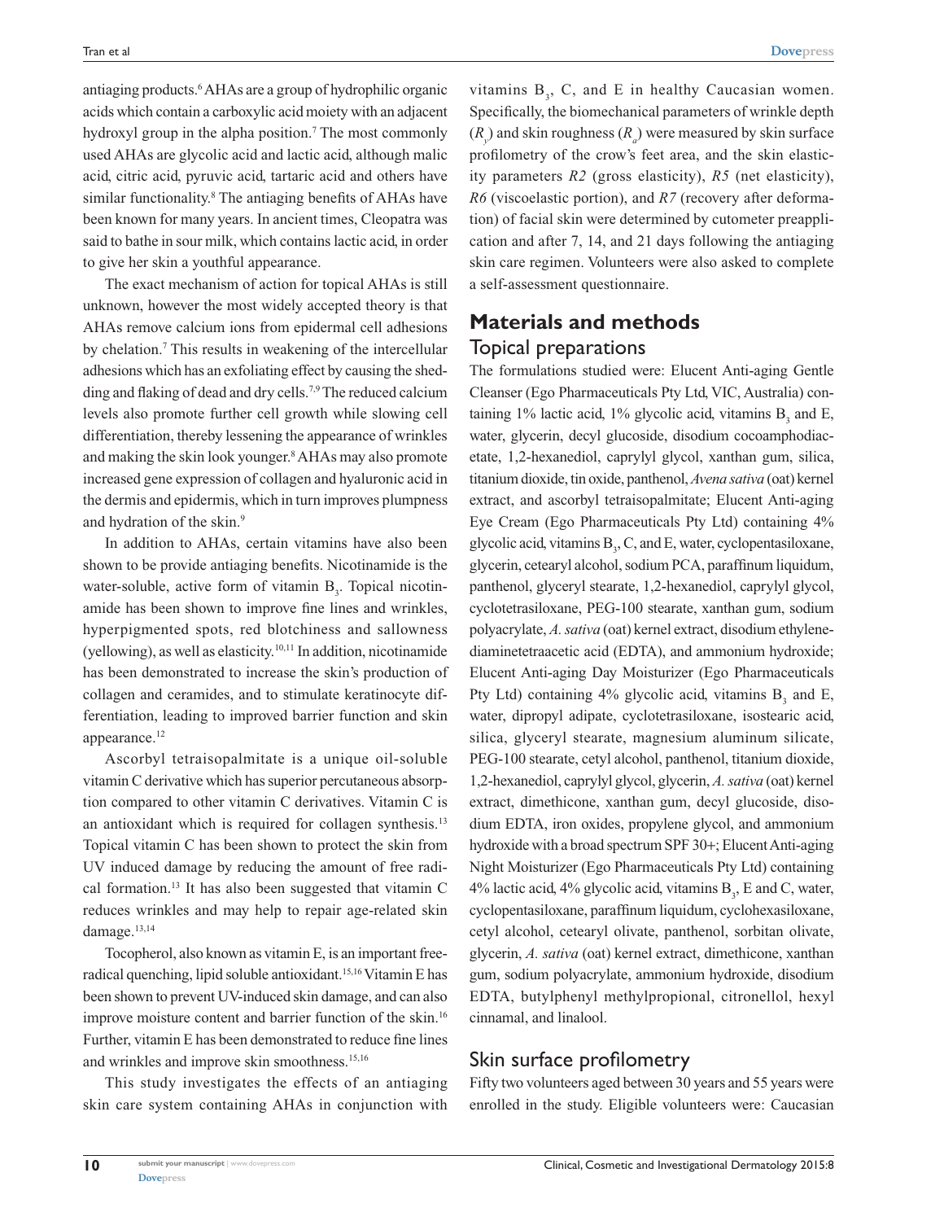antiaging products.[6] AHAs are a group of hydrophilic organic acids which contain a carboxylic acid moiety with an adjacent hydroxyl group in the alpha position.[7] The most commonly used AHAs are glycolic acid and lactic acid, although malic acid, citric acid, pyruvic acid, tartaric acid and others have similar functionality.[8] The antiaging benefits of AHAs have been known for many years. In ancient times, Cleopatra was said to bathe in sour milk, which contains lactic acid, in order to give her skin a youthful appearance.

The exact mechanism of action for topical AHAs is still unknown, however the most widely accepted theory is that AHAs remove calcium ions from epidermal cell adhesions by chelation.[7] This results in weakening of the intercellular adhesions which has an exfoliating effect by causing the shedding and flaking of dead and dry cells.[7,9] The reduced calcium levels also promote further cell growth while slowing cell differentiation, thereby lessening the appearance of wrinkles and making the skin look younger.[8] AHAs may also promote increased gene expression of collagen and hyaluronic acid in the dermis and epidermis, which in turn improves plumpness and hydration of the skin.[9]

In addition to AHAs, certain vitamins have also been shown to be provide antiaging benefits. Nicotinamide is the water-soluble, active form of vitamin $B_3$. Topical nicotinamide has been shown to improve fine lines and wrinkles, hyperpigmented spots, red blotchiness and sallowness (yellowing), as well as elasticity.[10,11] In addition, nicotinamide has been demonstrated to increase the skin's production of collagen and ceramides, and to stimulate keratinocyte differentiation, leading to improved barrier function and skin appearance.[12]

Ascorbyl tetraisopalmitate is a unique oil-soluble vitamin C derivative which has superior percutaneous absorption compared to other vitamin C derivatives. Vitamin C is an antioxidant which is required for collagen synthesis.[13] Topical vitamin C has been shown to protect the skin from UV induced damage by reducing the amount of free radical formation.[13] It has also been suggested that vitamin C reduces wrinkles and may help to repair age-related skin damage.[13,14]

Tocopherol, also known as vitamin E, is an important free-radical quenching, lipid soluble antioxidant.[15,16] Vitamin E has been shown to prevent UV-induced skin damage, and can also improve moisture content and barrier function of the skin.[16] Further, vitamin E has been demonstrated to reduce fine lines and wrinkles and improve skin smoothness.[15,16]

This study investigates the effects of an antiaging skin care system containing AHAs in conjunction with vitamins $B_3$, C, and E in healthy Caucasian women. Specifically, the biomechanical parameters of wrinkle depth ($R_y$) and skin roughness ($R_a$) were measured by skin surface profilometry of the crow's feet area, and the skin elasticity parameters *R2* (gross elasticity), *R5* (net elasticity), *R6* (viscoelastic portion), and *R7* (recovery after deformation) of facial skin were determined by cutometer preapplication and after 7, 14, and 21 days following the antiaging skin care regimen. Volunteers were also asked to complete a self-assessment questionnaire.

## Materials and methods

### Topical preparations

The formulations studied were: Elucent Anti-aging Gentle Cleanser (Ego Pharmaceuticals Pty Ltd, VIC, Australia) containing 1% lactic acid, 1% glycolic acid, vitamins $B_3$ and E, water, glycerin, decyl glucoside, disodium cocoamphodiacetate, 1,2-hexanediol, caprylyl glycol, xanthan gum, silica, titanium dioxide, tin oxide, panthenol, *Avena sativa* (oat) kernel extract, and ascorbyl tetraisopalmitate; Elucent Anti-aging Eye Cream (Ego Pharmaceuticals Pty Ltd) containing 4% glycolic acid, vitamins $B_3$, C, and E, water, cyclopentasiloxane, glycerin, cetearyl alcohol, sodium PCA, paraffinum liquidum, panthenol, glyceryl stearate, 1,2-hexanediol, caprylyl glycol, cyclotetrasiloxane, PEG-100 stearate, xanthan gum, sodium polyacrylate, *A. sativa* (oat) kernel extract, disodium ethylenediaminetetraacetic acid (EDTA), and ammonium hydroxide; Elucent Anti-aging Day Moisturizer (Ego Pharmaceuticals Pty Ltd) containing 4% glycolic acid, vitamins $B_3$ and E, water, dipropyl adipate, cyclotetrasiloxane, isostearic acid, silica, glyceryl stearate, magnesium aluminum silicate, PEG-100 stearate, cetyl alcohol, panthenol, titanium dioxide, 1,2-hexanediol, caprylyl glycol, glycerin, *A. sativa* (oat) kernel extract, dimethicone, xanthan gum, decyl glucoside, disodium EDTA, iron oxides, propylene glycol, and ammonium hydroxide with a broad spectrum SPF 30+; Elucent Anti-aging Night Moisturizer (Ego Pharmaceuticals Pty Ltd) containing 4% lactic acid, 4% glycolic acid, vitamins $B_3$, E and C, water, cyclopentasiloxane, paraffinum liquidum, cyclohexasiloxane, cetyl alcohol, cetearyl olivate, panthenol, sorbitan olivate, glycerin, *A. sativa* (oat) kernel extract, dimethicone, xanthan gum, sodium polyacrylate, ammonium hydroxide, disodium EDTA, butylphenyl methylpropional, citronellol, hexyl cinnamal, and linalool.

### Skin surface profilometry

Fifty two volunteers aged between 30 years and 55 years were enrolled in the study. Eligible volunteers were: Caucasian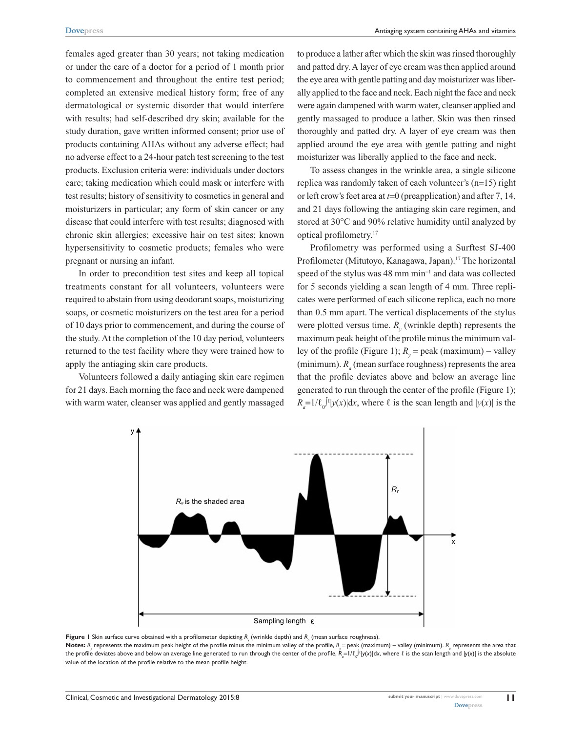females aged greater than 30 years; not taking medication or under the care of a doctor for a period of 1 month prior to commencement and throughout the entire test period; completed an extensive medical history form; free of any dermatological or systemic disorder that would interfere with results; had self-described dry skin; available for the study duration, gave written informed consent; prior use of products containing AHAs without any adverse effect; had no adverse effect to a 24-hour patch test screening to the test products. Exclusion criteria were: individuals under doctors care; taking medication which could mask or interfere with test results; history of sensitivity to cosmetics in general and moisturizers in particular; any form of skin cancer or any disease that could interfere with test results; diagnosed with chronic skin allergies; excessive hair on test sites; known hypersensitivity to cosmetic products; females who were pregnant or nursing an infant.

In order to precondition test sites and keep all topical treatments constant for all volunteers, volunteers were required to abstain from using deodorant soaps, moisturizing soaps, or cosmetic moisturizers on the test area for a period of 10 days prior to commencement, and during the course of the study. At the completion of the 10 day period, volunteers returned to the test facility where they were trained how to apply the antiaging skin care products.

Volunteers followed a daily antiaging skin care regimen for 21 days. Each morning the face and neck were dampened with warm water, cleanser was applied and gently massaged to produce a lather after which the skin was rinsed thoroughly and patted dry. A layer of eye cream was then applied around the eye area with gentle patting and day moisturizer was liberally applied to the face and neck. Each night the face and neck were again dampened with warm water, cleanser applied and gently massaged to produce a lather. Skin was then rinsed thoroughly and patted dry. A layer of eye cream was then applied around the eye area with gentle patting and night moisturizer was liberally applied to the face and neck.

To assess changes in the wrinkle area, a single silicone replica was randomly taken of each volunteer's (n=15) right or left crow's feet area at $t$=0 (preapplication) and after 7, 14, and 21 days following the antiaging skin care regimen, and stored at 30°C and 90% relative humidity until analyzed by optical profilometry.[17]

Profilometry was performed using a Surftest SJ-400 Profilometer (Mitutoyo, Kanagawa, Japan).[17] The horizontal speed of the stylus was 48 mm min$^{-1}$ and data was collected for 5 seconds yielding a scan length of 4 mm. Three replicates were performed of each silicone replica, each no more than 0.5 mm apart. The vertical displacements of the stylus were plotted versus time. $R_y$ (wrinkle depth) represents the maximum peak height of the profile minus the minimum valley of the profile (Figure 1); $R_y$ = peak (maximum) − valley (minimum). $R_a$ (mean surface roughness) represents the area that the profile deviates above and below an average line generated to run through the center of the profile (Figure 1); $R_a = 1/\ell \int_0^{\ell} |y(x)| dx$, where $\ell$ is the scan length and $|y(x)|$ is the

y

x

$R_a$ is the shaded area

$R_y$

Sampling length $\ell$

**Figure 1** Skin surface curve obtained with a profilometer depicting $R_y$ (wrinkle depth) and $R_a$ (mean surface roughness).

**Notes:** $R_y$ represents the maximum peak height of the profile minus the minimum valley of the profile, $R_y$ = peak (maximum) − valley (minimum). $R_a$ represents the area that the profile deviates above and below an average line generated to run through the center of the profile, $R_a = 1/\ell \int_0^{\ell} |y(x)| dx$, where $\ell$ is the scan length and $|y(x)|$ is the absolute value of the location of the profile relative to the mean profile height.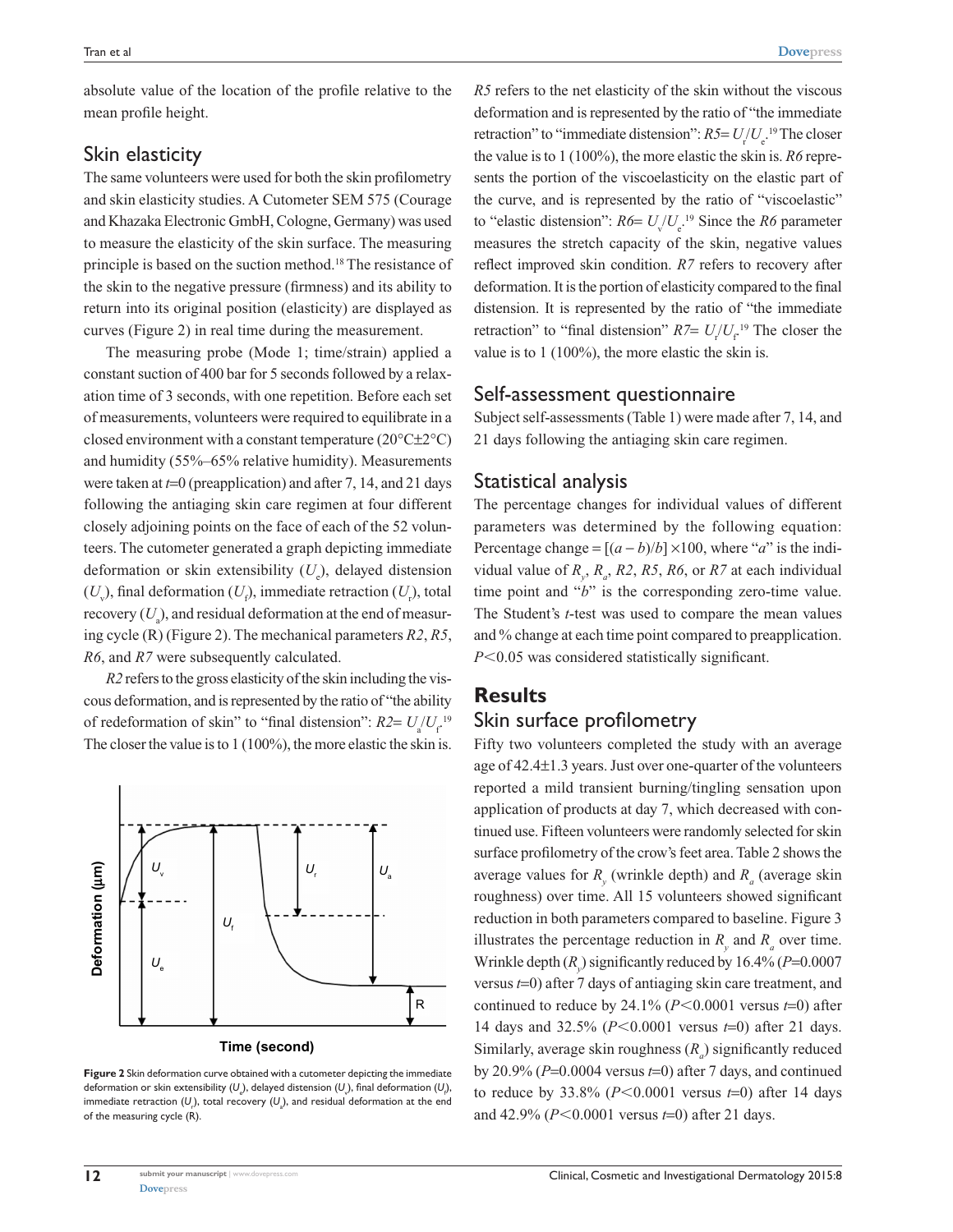absolute value of the location of the profile relative to the mean profile height.

## Skin elasticity

The same volunteers were used for both the skin profilometry and skin elasticity studies. A Cutometer SEM 575 (Courage and Khazaka Electronic GmbH, Cologne, Germany) was used to measure the elasticity of the skin surface. The measuring principle is based on the suction method.[18] The resistance of the skin to the negative pressure (firmness) and its ability to return into its original position (elasticity) are displayed as curves (Figure 2) in real time during the measurement.

The measuring probe (Mode 1; time/strain) applied a constant suction of 400 bar for 5 seconds followed by a relaxation time of 3 seconds, with one repetition. Before each set of measurements, volunteers were required to equilibrate in a closed environment with a constant temperature (20°C±2°C) and humidity (55%–65% relative humidity). Measurements were taken at *t*=0 (preapplication) and after 7, 14, and 21 days following the antiaging skin care regimen at four different closely adjoining points on the face of each of the 52 volunteers. The cutometer generated a graph depicting immediate deformation or skin extensibility ($U_e$), delayed distension ($U_v$), final deformation ($U_f$), immediate retraction ($U_r$), total recovery ($U_a$), and residual deformation at the end of measuring cycle (R) (Figure 2). The mechanical parameters *R2*, *R5*, *R6*, and *R7* were subsequently calculated.

*R2* refers to the gross elasticity of the skin including the viscous deformation, and is represented by the ratio of "the ability of redeformation of skin" to "final distension": $R2 = U_a/U_f$.[19] The closer the value is to 1 (100%), the more elastic the skin is.

Figure 2 Skin deformation curve obtained with a cutometer depicting the immediate deformation or skin extensibility ($U_e$), delayed distension ($U_v$), final deformation ($U_f$), immediate retraction ($U_r$), total recovery ($U_a$), and residual deformation at the end of the measuring cycle (R).

*R5* refers to the net elasticity of the skin without the viscous deformation and is represented by the ratio of "the immediate retraction" to "immediate distension": $R5 = U_r/U_e$.[19] The closer the value is to 1 (100%), the more elastic the skin is. *R6* represents the portion of the viscoelasticity on the elastic part of the curve, and is represented by the ratio of "viscoelastic" to "elastic distension": $R6 = U_v/U_e$.[19] Since the *R6* parameter measures the stretch capacity of the skin, negative values reflect improved skin condition. *R7* refers to recovery after deformation. It is the portion of elasticity compared to the final distension. It is represented by the ratio of "the immediate retraction" to "final distension" $R7 = U_r/U_f$.[19] The closer the value is to 1 (100%), the more elastic the skin is.

## Self-assessment questionnaire

Subject self-assessments (Table 1) were made after 7, 14, and 21 days following the antiaging skin care regimen.

## Statistical analysis

The percentage changes for individual values of different parameters was determined by the following equation: Percentage change $= [(a - b)/b] \times 100$, where "*a*" is the individual value of $R_y$, $R_a$, *R2*, *R5*, *R6*, or *R7* at each individual time point and "*b*" is the corresponding zero-time value. The Student's *t*-test was used to compare the mean values and % change at each time point compared to preapplication. $P<0.05$ was considered statistically significant.

# Results

## Skin surface profilometry

Fifty two volunteers completed the study with an average age of 42.4±1.3 years. Just over one-quarter of the volunteers reported a mild transient burning/tingling sensation upon application of products at day 7, which decreased with continued use. Fifteen volunteers were randomly selected for skin surface profilometry of the crow's feet area. Table 2 shows the average values for $R_y$ (wrinkle depth) and $R_a$ (average skin roughness) over time. All 15 volunteers showed significant reduction in both parameters compared to baseline. Figure 3 illustrates the percentage reduction in $R_y$ and $R_a$ over time. Wrinkle depth ($R_y$) significantly reduced by 16.4% ($P$=0.0007 versus *t*=0) after 7 days of antiaging skin care treatment, and continued to reduce by 24.1% ($P<0.0001$ versus *t*=0) after 14 days and 32.5% ($P<0.0001$ versus *t*=0) after 21 days. Similarly, average skin roughness ($R_a$) significantly reduced by 20.9% ($P$=0.0004 versus *t*=0) after 7 days, and continued to reduce by 33.8% ($P<0.0001$ versus *t*=0) after 14 days and 42.9% ($P<0.0001$ versus *t*=0) after 21 days.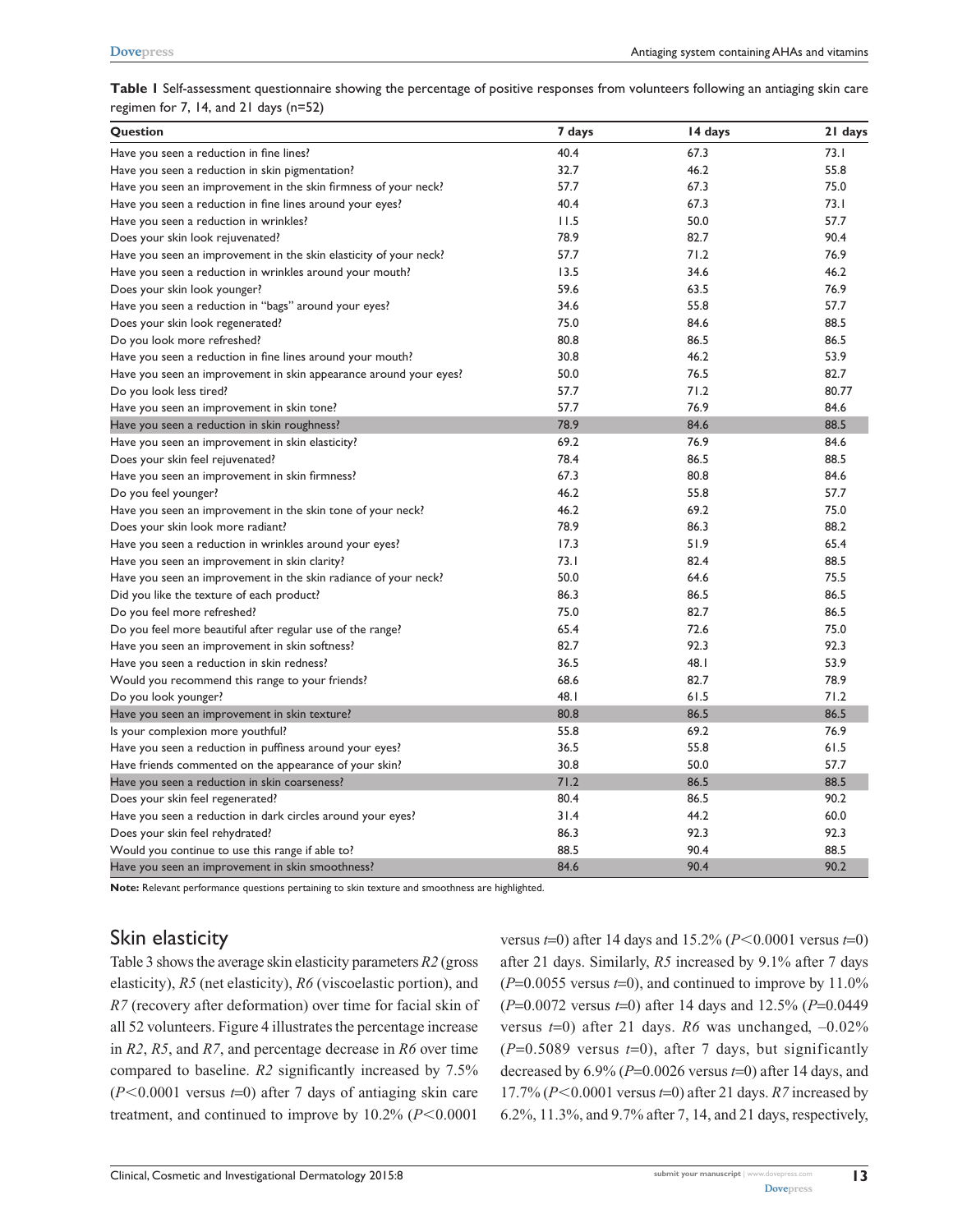**Table 1** Self-assessment questionnaire showing the percentage of positive responses from volunteers following an antiaging skin care regimen for 7, 14, and 21 days (n=52)

| Question | 7 days | 14 days | 21 days |
|---|---|---|---|
| Have you seen a reduction in fine lines? | 40.4 | 67.3 | 73.1 |
| Have you seen a reduction in skin pigmentation? | 32.7 | 46.2 | 55.8 |
| Have you seen an improvement in the skin firmness of your neck? | 57.7 | 67.3 | 75.0 |
| Have you seen a reduction in fine lines around your eyes? | 40.4 | 67.3 | 73.1 |
| Have you seen a reduction in wrinkles? | 11.5 | 50.0 | 57.7 |
| Does your skin look rejuvenated? | 78.9 | 82.7 | 90.4 |
| Have you seen an improvement in the skin elasticity of your neck? | 57.7 | 71.2 | 76.9 |
| Have you seen a reduction in wrinkles around your mouth? | 13.5 | 34.6 | 46.2 |
| Does your skin look younger? | 59.6 | 63.5 | 76.9 |
| Have you seen a reduction in "bags" around your eyes? | 34.6 | 55.8 | 57.7 |
| Does your skin look regenerated? | 75.0 | 84.6 | 88.5 |
| Do you look more refreshed? | 80.8 | 86.5 | 86.5 |
| Have you seen a reduction in fine lines around your mouth? | 30.8 | 46.2 | 53.9 |
| Have you seen an improvement in skin appearance around your eyes? | 50.0 | 76.5 | 82.7 |
| Do you look less tired? | 57.7 | 71.2 | 80.77 |
| Have you seen an improvement in skin tone? | 57.7 | 76.9 | 84.6 |
| Have you seen a reduction in skin roughness? | 78.9 | 84.6 | 88.5 |
| Have you seen an improvement in skin elasticity? | 69.2 | 76.9 | 84.6 |
| Does your skin feel rejuvenated? | 78.4 | 86.5 | 88.5 |
| Have you seen an improvement in skin firmness? | 67.3 | 80.8 | 84.6 |
| Do you feel younger? | 46.2 | 55.8 | 57.7 |
| Have you seen an improvement in the skin tone of your neck? | 46.2 | 69.2 | 75.0 |
| Does your skin look more radiant? | 78.9 | 86.3 | 88.2 |
| Have you seen a reduction in wrinkles around your eyes? | 17.3 | 51.9 | 65.4 |
| Have you seen an improvement in skin clarity? | 73.1 | 82.4 | 88.5 |
| Have you seen an improvement in the skin radiance of your neck? | 50.0 | 64.6 | 75.5 |
| Did you like the texture of each product? | 86.3 | 86.5 | 86.5 |
| Do you feel more refreshed? | 75.0 | 82.7 | 86.5 |
| Do you feel more beautiful after regular use of the range? | 65.4 | 72.6 | 75.0 |
| Have you seen an improvement in skin softness? | 82.7 | 92.3 | 92.3 |
| Have you seen a reduction in skin redness? | 36.5 | 48.1 | 53.9 |
| Would you recommend this range to your friends? | 68.6 | 82.7 | 78.9 |
| Do you look younger? | 48.1 | 61.5 | 71.2 |
| Have you seen an improvement in skin texture? | 80.8 | 86.5 | 86.5 |
| Is your complexion more youthful? | 55.8 | 69.2 | 76.9 |
| Have you seen a reduction in puffiness around your eyes? | 36.5 | 55.8 | 61.5 |
| Have friends commented on the appearance of your skin? | 30.8 | 50.0 | 57.7 |
| Have you seen a reduction in skin coarseness? | 71.2 | 86.5 | 88.5 |
| Does your skin feel regenerated? | 80.4 | 86.5 | 90.2 |
| Have you seen a reduction in dark circles around your eyes? | 31.4 | 44.2 | 60.0 |
| Does your skin feel rehydrated? | 86.3 | 92.3 | 92.3 |
| Would you continue to use this range if able to? | 88.5 | 90.4 | 88.5 |
| Have you seen an improvement in skin smoothness? | 84.6 | 90.4 | 90.2 |

**Note:** Relevant performance questions pertaining to skin texture and smoothness are highlighted.

## Skin elasticity

Table 3 shows the average skin elasticity parameters *R2* (gross elasticity), *R5* (net elasticity), *R6* (viscoelastic portion), and *R7* (recovery after deformation) over time for facial skin of all 52 volunteers. Figure 4 illustrates the percentage increase in *R2*, *R5*, and *R7*, and percentage decrease in *R6* over time compared to baseline. *R2* significantly increased by 7.5% ($P<0.0001$ versus $t=0$) after 7 days of antiaging skin care treatment, and continued to improve by 10.2% ($P<0.0001$ versus $t=0$) after 14 days and 15.2% ($P<0.0001$ versus $t=0$) after 21 days. Similarly, *R5* increased by 9.1% after 7 days ($P=0.0055$ versus $t=0$), and continued to improve by 11.0% ($P=0.0072$ versus $t=0$) after 14 days and 12.5% ($P=0.0449$ versus $t=0$) after 21 days. *R6* was unchanged, –0.02% ($P=0.5089$ versus $t=0$), after 7 days, but significantly decreased by 6.9% ($P=0.0026$ versus $t=0$) after 14 days, and 17.7% ($P<0.0001$ versus $t=0$) after 21 days. *R7* increased by 6.2%, 11.3%, and 9.7% after 7, 14, and 21 days, respectively,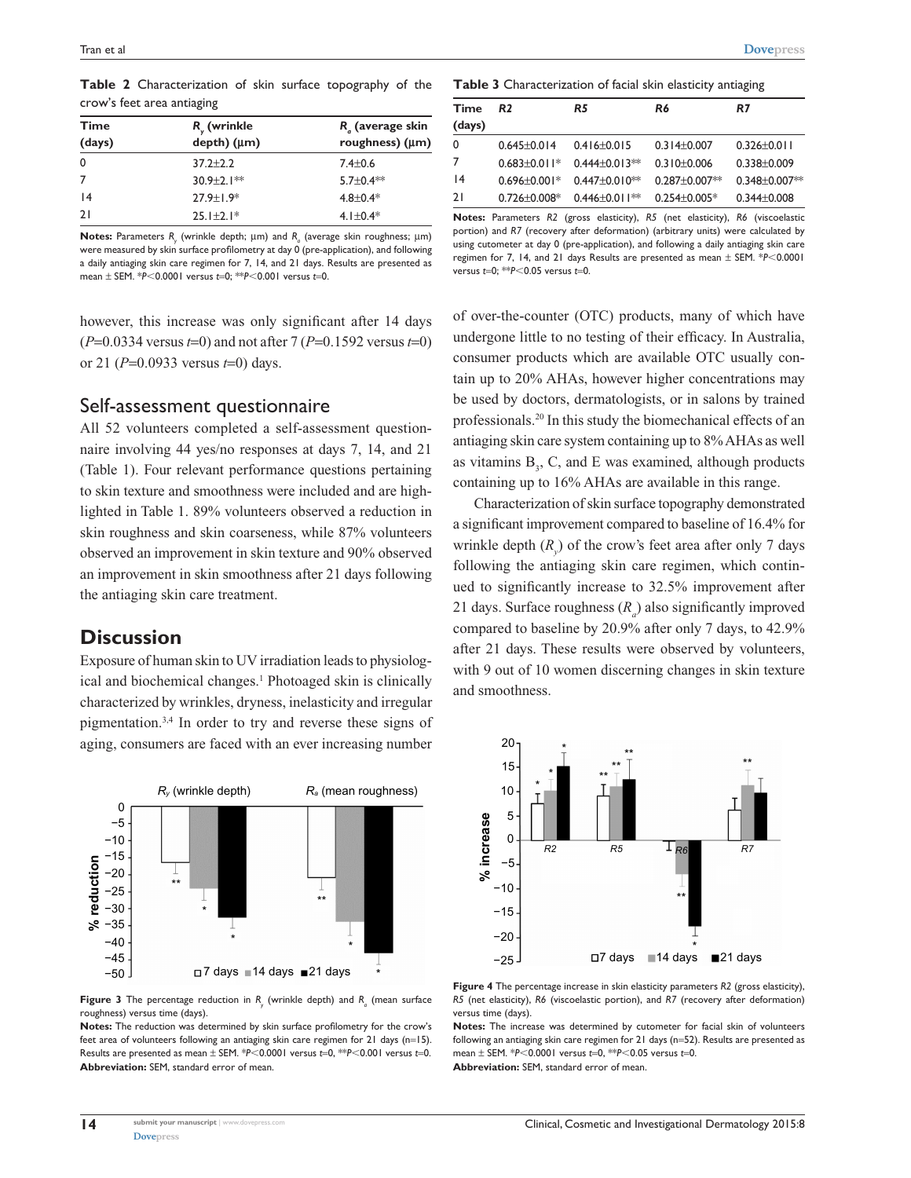**Table 2** Characterization of skin surface topography of the crow's feet area antiaging

| Time (days) | $R_y$ (wrinkle depth) (μm) | $R_a$ (average skin roughness) (μm) |
|---|---|---|
| 0 | 37.2±2.2 | 7.4±0.6 |
| 7 | 30.9±2.1** | 5.7±0.4** |
| 14 | 27.9±1.9* | 4.8±0.4* |
| 21 | 25.1±2.1* | 4.1±0.4* |

**Notes:** Parameters $R_y$ (wrinkle depth; μm) and $R_a$ (average skin roughness; μm) were measured by skin surface profilometry at day 0 (pre-application), and following a daily antiaging skin care regimen for 7, 14, and 21 days. Results are presented as mean ± SEM. *$P<0.0001$ versus $t=0$; **$P<0.001$ versus $t=0$.

**Table 3** Characterization of facial skin elasticity antiaging

| Time (days) | *R2* | *R5* | *R6* | *R7* |
|---|---|---|---|---|
| 0 | 0.645±0.014 | 0.416±0.015 | 0.314±0.007 | 0.326±0.011 |
| 7 | 0.683±0.011* | 0.444±0.013** | 0.310±0.006 | 0.338±0.009 |
| 14 | 0.696±0.001* | 0.447±0.010** | 0.287±0.007** | 0.348±0.007** |
| 21 | 0.726±0.008* | 0.446±0.011** | 0.254±0.005* | 0.344±0.008 |

**Notes:** Parameters *R2* (gross elasticity), *R5* (net elasticity), *R6* (viscoelastic portion) and *R7* (recovery after deformation) (arbitrary units) were calculated by using cutometer at day 0 (pre-application), and following a daily antiaging skin care regimen for 7, 14, and 21 days Results are presented as mean ± SEM. *$P<0.0001$ versus $t=0$; **$P<0.05$ versus $t=0$.

however, this increase was only significant after 14 days ($P=0.0334$ versus $t=0$) and not after 7 ($P=0.1592$ versus $t=0$) or 21 ($P=0.0933$ versus $t=0$) days.

## Self-assessment questionnaire

All 52 volunteers completed a self-assessment questionnaire involving 44 yes/no responses at days 7, 14, and 21 (Table 1). Four relevant performance questions pertaining to skin texture and smoothness were included and are highlighted in Table 1. 89% volunteers observed a reduction in skin roughness and skin coarseness, while 87% volunteers observed an improvement in skin texture and 90% observed an improvement in skin smoothness after 21 days following the antiaging skin care treatment.

# Discussion

Exposure of human skin to UV irradiation leads to physiological and biochemical changes.[1] Photoaged skin is clinically characterized by wrinkles, dryness, inelasticity and irregular pigmentation.[3,4] In order to try and reverse these signs of aging, consumers are faced with an ever increasing number of over-the-counter (OTC) products, many of which have undergone little to no testing of their efficacy. In Australia, consumer products which are available OTC usually contain up to 20% AHAs, however higher concentrations may be used by doctors, dermatologists, or in salons by trained professionals.[20] In this study the biomechanical effects of an antiaging skin care system containing up to 8% AHAs as well as vitamins $B_3$, C, and E was examined, although products containing up to 16% AHAs are available in this range.

Characterization of skin surface topography demonstrated a significant improvement compared to baseline of 16.4% for wrinkle depth ($R_y$) of the crow's feet area after only 7 days following the antiaging skin care regimen, which continued to significantly increase to 32.5% improvement after 21 days. Surface roughness ($R_a$) also significantly improved compared to baseline by 20.9% after only 7 days, to 42.9% after 21 days. These results were observed by volunteers, with 9 out of 10 women discerning changes in skin texture and smoothness.

**Figure 3** The percentage reduction in $R_y$ (wrinkle depth) and $R_a$ (mean surface roughness) versus time (days).

**Notes:** The reduction was determined by skin surface profilometry for the crow's feet area of volunteers following an antiaging skin care regimen for 21 days (n=15). Results are presented as mean ± SEM. *$P<0.0001$ versus $t=0$, **$P<0.001$ versus $t=0$.

**Abbreviation:** SEM, standard error of mean.

**Figure 4** The percentage increase in skin elasticity parameters *R2* (gross elasticity), *R5* (net elasticity), *R6* (viscoelastic portion), and *R7* (recovery after deformation) versus time (days).

**Notes:** The increase was determined by cutometer for facial skin of volunteers following an antiaging skin care regimen for 21 days (n=52). Results are presented as mean ± SEM. *$P<0.0001$ versus $t=0$, **$P<0.05$ versus $t=0$.

**Abbreviation:** SEM, standard error of mean.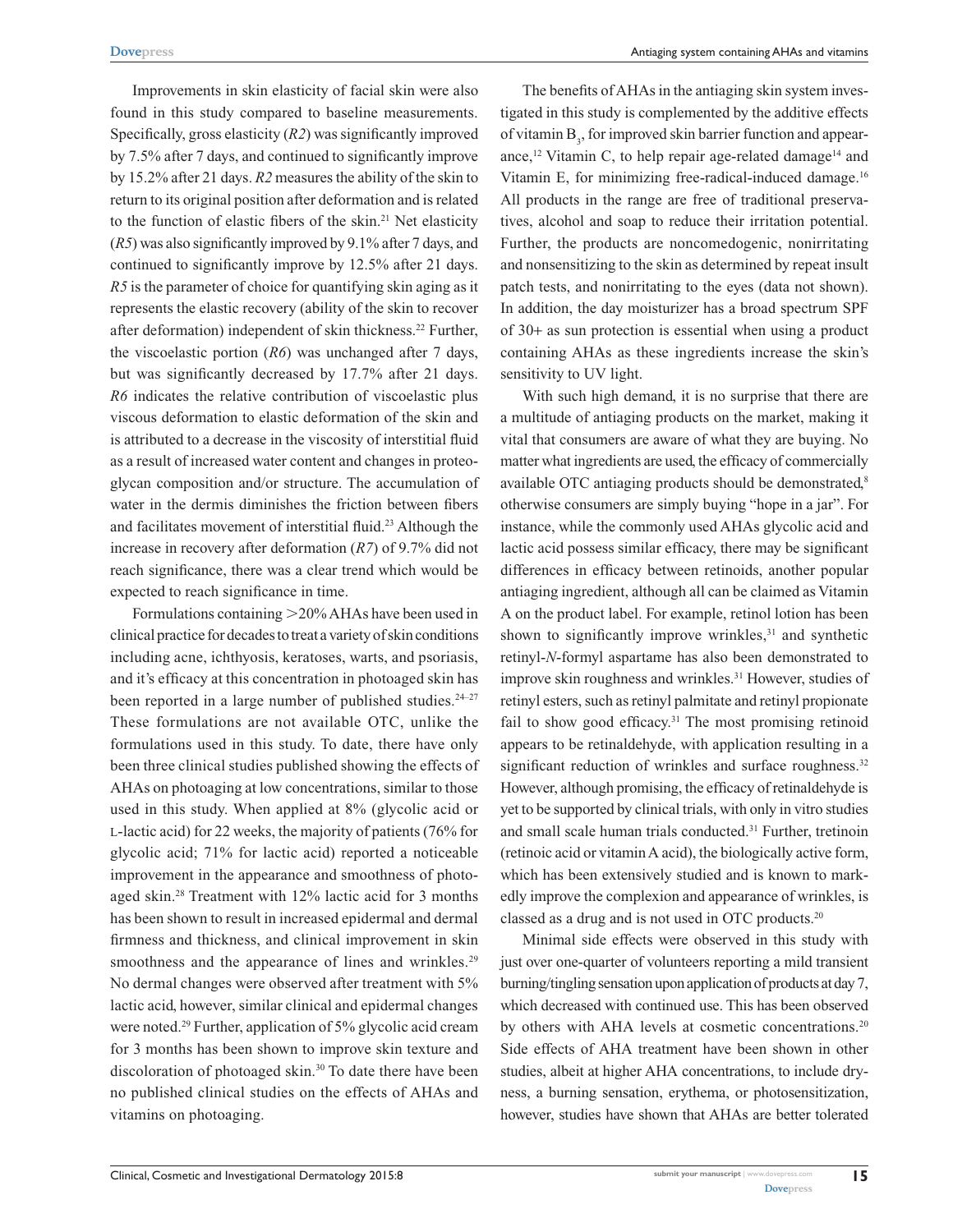Improvements in skin elasticity of facial skin were also found in this study compared to baseline measurements. Specifically, gross elasticity (*R2*) was significantly improved by 7.5% after 7 days, and continued to significantly improve by 15.2% after 21 days. *R2* measures the ability of the skin to return to its original position after deformation and is related to the function of elastic fibers of the skin.[21] Net elasticity (*R5*) was also significantly improved by 9.1% after 7 days, and continued to significantly improve by 12.5% after 21 days. *R5* is the parameter of choice for quantifying skin aging as it represents the elastic recovery (ability of the skin to recover after deformation) independent of skin thickness.[22] Further, the viscoelastic portion (*R6*) was unchanged after 7 days, but was significantly decreased by 17.7% after 21 days. *R6* indicates the relative contribution of viscoelastic plus viscous deformation to elastic deformation of the skin and is attributed to a decrease in the viscosity of interstitial fluid as a result of increased water content and changes in proteoglycan composition and/or structure. The accumulation of water in the dermis diminishes the friction between fibers and facilitates movement of interstitial fluid.[23] Although the increase in recovery after deformation (*R7*) of 9.7% did not reach significance, there was a clear trend which would be expected to reach significance in time.

Formulations containing >20% AHAs have been used in clinical practice for decades to treat a variety of skin conditions including acne, ichthyosis, keratoses, warts, and psoriasis, and it's efficacy at this concentration in photoaged skin has been reported in a large number of published studies.[24–27] These formulations are not available OTC, unlike the formulations used in this study. To date, there have only been three clinical studies published showing the effects of AHAs on photoaging at low concentrations, similar to those used in this study. When applied at 8% (glycolic acid or L-lactic acid) for 22 weeks, the majority of patients (76% for glycolic acid; 71% for lactic acid) reported a noticeable improvement in the appearance and smoothness of photoaged skin.[28] Treatment with 12% lactic acid for 3 months has been shown to result in increased epidermal and dermal firmness and thickness, and clinical improvement in skin smoothness and the appearance of lines and wrinkles.[29] No dermal changes were observed after treatment with 5% lactic acid, however, similar clinical and epidermal changes were noted.[29] Further, application of 5% glycolic acid cream for 3 months has been shown to improve skin texture and discoloration of photoaged skin.[30] To date there have been no published clinical studies on the effects of AHAs and vitamins on photoaging.

The benefits of AHAs in the antiaging skin system investigated in this study is complemented by the additive effects of vitamin $B_3$, for improved skin barrier function and appearance,[12] Vitamin C, to help repair age-related damage[14] and Vitamin E, for minimizing free-radical-induced damage.[16] All products in the range are free of traditional preservatives, alcohol and soap to reduce their irritation potential. Further, the products are noncomedogenic, nonirritating and nonsensitizing to the skin as determined by repeat insult patch tests, and nonirritating to the eyes (data not shown). In addition, the day moisturizer has a broad spectrum SPF of 30+ as sun protection is essential when using a product containing AHAs as these ingredients increase the skin's sensitivity to UV light.

With such high demand, it is no surprise that there are a multitude of antiaging products on the market, making it vital that consumers are aware of what they are buying. No matter what ingredients are used, the efficacy of commercially available OTC antiaging products should be demonstrated,[8] otherwise consumers are simply buying "hope in a jar". For instance, while the commonly used AHAs glycolic acid and lactic acid possess similar efficacy, there may be significant differences in efficacy between retinoids, another popular antiaging ingredient, although all can be claimed as Vitamin A on the product label. For example, retinol lotion has been shown to significantly improve wrinkles,[31] and synthetic retinyl-*N*-formyl aspartame has also been demonstrated to improve skin roughness and wrinkles.[31] However, studies of retinyl esters, such as retinyl palmitate and retinyl propionate fail to show good efficacy.[31] The most promising retinoid appears to be retinaldehyde, with application resulting in a significant reduction of wrinkles and surface roughness.[32] However, although promising, the efficacy of retinaldehyde is yet to be supported by clinical trials, with only in vitro studies and small scale human trials conducted.[31] Further, tretinoin (retinoic acid or vitamin A acid), the biologically active form, which has been extensively studied and is known to markedly improve the complexion and appearance of wrinkles, is classed as a drug and is not used in OTC products.[20]

Minimal side effects were observed in this study with just over one-quarter of volunteers reporting a mild transient burning/tingling sensation upon application of products at day 7, which decreased with continued use. This has been observed by others with AHA levels at cosmetic concentrations.[20] Side effects of AHA treatment have been shown in other studies, albeit at higher AHA concentrations, to include dryness, a burning sensation, erythema, or photosensitization, however, studies have shown that AHAs are better tolerated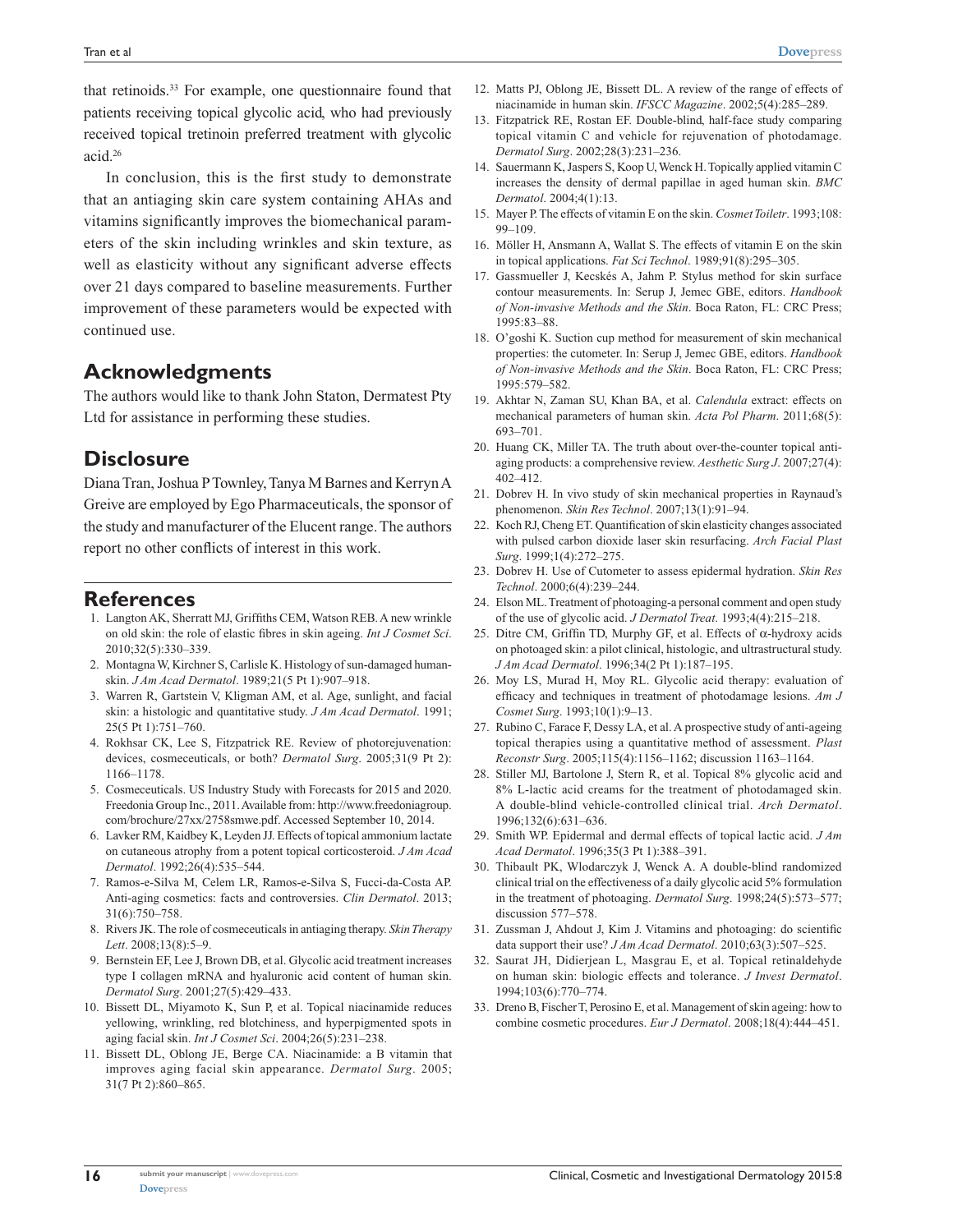that retinoids.[33] For example, one questionnaire found that patients receiving topical glycolic acid, who had previously received topical tretinoin preferred treatment with glycolic acid.[26]

In conclusion, this is the first study to demonstrate that an antiaging skin care system containing AHAs and vitamins significantly improves the biomechanical parameters of the skin including wrinkles and skin texture, as well as elasticity without any significant adverse effects over 21 days compared to baseline measurements. Further improvement of these parameters would be expected with continued use.

## Acknowledgments

The authors would like to thank John Staton, Dermatest Pty Ltd for assistance in performing these studies.

## Disclosure

Diana Tran, Joshua P Townley, Tanya M Barnes and Kerryn A Greive are employed by Ego Pharmaceuticals, the sponsor of the study and manufacturer of the Elucent range. The authors report no other conflicts of interest in this work.

## References

1. Langton AK, Sherratt MJ, Griffiths CEM, Watson REB. A new wrinkle on old skin: the role of elastic fibres in skin ageing. *Int J Cosmet Sci*. 2010;32(5):330–339.
2. Montagna W, Kirchner S, Carlisle K. Histology of sun-damaged human-skin. *J Am Acad Dermatol*. 1989;21(5 Pt 1):907–918.
3. Warren R, Gartstein V, Kligman AM, et al. Age, sunlight, and facial skin: a histologic and quantitative study. *J Am Acad Dermatol*. 1991; 25(5 Pt 1):751–760.
4. Rokhsar CK, Lee S, Fitzpatrick RE. Review of photorejuvenation: devices, cosmeceuticals, or both? *Dermatol Surg*. 2005;31(9 Pt 2): 1166–1178.
5. Cosmeceuticals. US Industry Study with Forecasts for 2015 and 2020. Freedonia Group Inc., 2011. Available from: http://www.freedoniagroup.com/brochure/27xx/2758smwe.pdf. Accessed September 10, 2014.
6. Lavker RM, Kaidbey K, Leyden JJ. Effects of topical ammonium lactate on cutaneous atrophy from a potent topical corticosteroid. *J Am Acad Dermatol*. 1992;26(4):535–544.
7. Ramos-e-Silva M, Celem LR, Ramos-e-Silva S, Fucci-da-Costa AP. Anti-aging cosmetics: facts and controversies. *Clin Dermatol*. 2013; 31(6):750–758.
8. Rivers JK. The role of cosmeceuticals in antiaging therapy. *Skin Therapy Lett*. 2008;13(8):5–9.
9. Bernstein EF, Lee J, Brown DB, et al. Glycolic acid treatment increases type I collagen mRNA and hyaluronic acid content of human skin. *Dermatol Surg*. 2001;27(5):429–433.
10. Bissett DL, Miyamoto K, Sun P, et al. Topical niacinamide reduces yellowing, wrinkling, red blotchiness, and hyperpigmented spots in aging facial skin. *Int J Cosmet Sci*. 2004;26(5):231–238.
11. Bissett DL, Oblong JE, Berge CA. Niacinamide: a B vitamin that improves aging facial skin appearance. *Dermatol Surg*. 2005; 31(7 Pt 2):860–865.
12. Matts PJ, Oblong JE, Bissett DL. A review of the range of effects of niacinamide in human skin. *IFSCC Magazine*. 2002;5(4):285–289.
13. Fitzpatrick RE, Rostan EF. Double-blind, half-face study comparing topical vitamin C and vehicle for rejuvenation of photodamage. *Dermatol Surg*. 2002;28(3):231–236.
14. Sauermann K, Jaspers S, Koop U, Wenck H. Topically applied vitamin C increases the density of dermal papillae in aged human skin. *BMC Dermatol*. 2004;4(1):13.
15. Mayer P. The effects of vitamin E on the skin. *Cosmet Toiletr*. 1993;108: 99–109.
16. Möller H, Ansmann A, Wallat S. The effects of vitamin E on the skin in topical applications. *Fat Sci Technol*. 1989;91(8):295–305.
17. Gassmueller J, Kecskés A, Jahm P. Stylus method for skin surface contour measurements. In: Serup J, Jemec GBE, editors. *Handbook of Non-invasive Methods and the Skin*. Boca Raton, FL: CRC Press; 1995:83–88.
18. O'goshi K. Suction cup method for measurement of skin mechanical properties: the cutometer. In: Serup J, Jemec GBE, editors. *Handbook of Non-invasive Methods and the Skin*. Boca Raton, FL: CRC Press; 1995:579–582.
19. Akhtar N, Zaman SU, Khan BA, et al. *Calendula* extract: effects on mechanical parameters of human skin. *Acta Pol Pharm*. 2011;68(5): 693–701.
20. Huang CK, Miller TA. The truth about over-the-counter topical anti-aging products: a comprehensive review. *Aesthetic Surg J*. 2007;27(4): 402–412.
21. Dobrev H. In vivo study of skin mechanical properties in Raynaud's phenomenon. *Skin Res Technol*. 2007;13(1):91–94.
22. Koch RJ, Cheng ET. Quantification of skin elasticity changes associated with pulsed carbon dioxide laser skin resurfacing. *Arch Facial Plast Surg*. 1999;1(4):272–275.
23. Dobrev H. Use of Cutometer to assess epidermal hydration. *Skin Res Technol*. 2000;6(4):239–244.
24. Elson ML. Treatment of photoaging-a personal comment and open study of the use of glycolic acid. *J Dermatol Treat*. 1993;4(4):215–218.
25. Ditre CM, Griffin TD, Murphy GF, et al. Effects of α-hydroxy acids on photoaged skin: a pilot clinical, histologic, and ultrastructural study. *J Am Acad Dermatol*. 1996;34(2 Pt 1):187–195.
26. Moy LS, Murad H, Moy RL. Glycolic acid therapy: evaluation of efficacy and techniques in treatment of photodamage lesions. *Am J Cosmet Surg*. 1993;10(1):9–13.
27. Rubino C, Farace F, Dessy LA, et al. A prospective study of anti-ageing topical therapies using a quantitative method of assessment. *Plast Reconstr Surg*. 2005;115(4):1156–1162; discussion 1163–1164.
28. Stiller MJ, Bartolone J, Stern R, et al. Topical 8% glycolic acid and 8% L-lactic acid creams for the treatment of photodamaged skin. A double-blind vehicle-controlled clinical trial. *Arch Dermatol*. 1996;132(6):631–636.
29. Smith WP. Epidermal and dermal effects of topical lactic acid. *J Am Acad Dermatol*. 1996;35(3 Pt 1):388–391.
30. Thibault PK, Wlodarczyk J, Wenck A. A double-blind randomized clinical trial on the effectiveness of a daily glycolic acid 5% formulation in the treatment of photoaging. *Dermatol Surg*. 1998;24(5):573–577; discussion 577–578.
31. Zussman J, Ahdout J, Kim J. Vitamins and photoaging: do scientific data support their use? *J Am Acad Dermatol*. 2010;63(3):507–525.
32. Saurat JH, Didierjean L, Masgrau E, et al. Topical retinaldehyde on human skin: biologic effects and tolerance. *J Invest Dermatol*. 1994;103(6):770–774.
33. Dreno B, Fischer T, Perosino E, et al. Management of skin ageing: how to combine cosmetic procedures. *Eur J Dermatol*. 2008;18(4):444–451.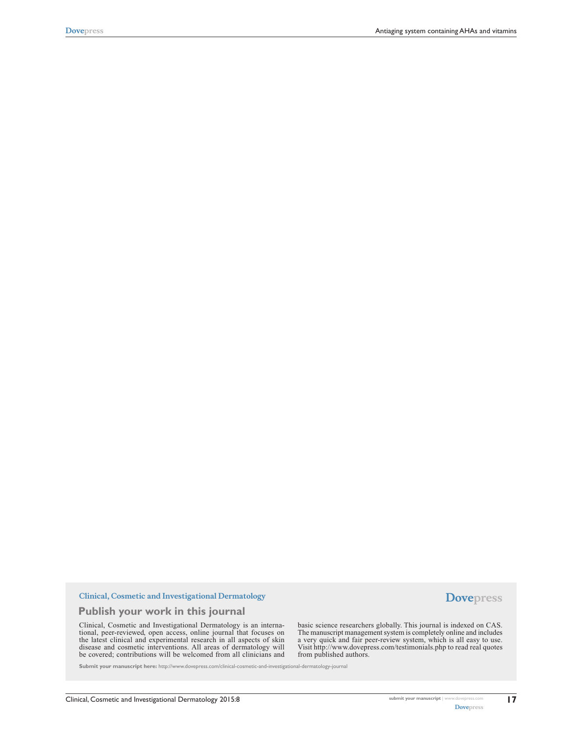**Clinical, Cosmetic and Investigational Dermatology**

**Dovepress**

## Publish your work in this journal

Clinical, Cosmetic and Investigational Dermatology is an international, peer-reviewed, open access, online journal that focuses on the latest clinical and experimental research in all aspects of skin disease and cosmetic interventions. All areas of dermatology will be covered; contributions will be welcomed from all clinicians and basic science researchers globally. This journal is indexed on CAS. The manuscript management system is completely online and includes a very quick and fair peer-review system, which is all easy to use. Visit http://www.dovepress.com/testimonials.php to read real quotes from published authors.

**Submit your manuscript here:** http://www.dovepress.com/clinical-cosmetic-and-investigational-dermatology-journal